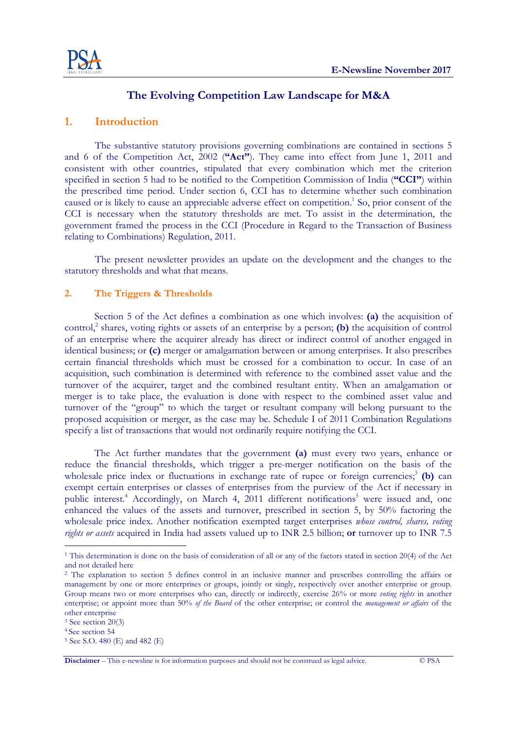# The Evolving Competition Law Landscape for M&A

## 1. Introduction

The substantive statutory provisions governing combinations are contained in sections 5 and 6 of the Competition Act, 2002 (**"Act"**). They came into effect from June 1, 2011 and consistent with other countries, stipulated that every combination which met the criterion specified in section 5 had to be notified to the Competition Commission of India (**"CCI"**) within the prescribed time period. Under section 6, CCI has to determine whether such combination caused or is likely to cause an appreciable adverse effect on competition.[1] So, prior consent of the CCI is necessary when the statutory thresholds are met. To assist in the determination, the government framed the process in the CCI (Procedure in Regard to the Transaction of Business relating to Combinations) Regulation, 2011.

The present newsletter provides an update on the development and the changes to the statutory thresholds and what that means.

## 2. The Triggers & Thresholds

Section 5 of the Act defines a combination as one which involves: **(a)** the acquisition of control,[2] shares, voting rights or assets of an enterprise by a person; **(b)** the acquisition of control of an enterprise where the acquirer already has direct or indirect control of another engaged in identical business; or **(c)** merger or amalgamation between or among enterprises. It also prescribes certain financial thresholds which must be crossed for a combination to occur. In case of an acquisition, such combination is determined with reference to the combined asset value and the turnover of the acquirer, target and the combined resultant entity. When an amalgamation or merger is to take place, the evaluation is done with respect to the combined asset value and turnover of the "group" to which the target or resultant company will belong pursuant to the proposed acquisition or merger, as the case may be. Schedule I of 2011 Combination Regulations specify a list of transactions that would not ordinarily require notifying the CCI.

The Act further mandates that the government **(a)** must every two years, enhance or reduce the financial thresholds, which trigger a pre-merger notification on the basis of the wholesale price index or fluctuations in exchange rate of rupee or foreign currencies;[3] **(b)** can exempt certain enterprises or classes of enterprises from the purview of the Act if necessary in public interest.[4] Accordingly, on March 4, 2011 different notifications[5] were issued and, one enhanced the values of the assets and turnover, prescribed in section 5, by 50% factoring the wholesale price index. Another notification exempted target enterprises *whose control, shares, voting rights or assets* acquired in India had assets valued up to INR 2.5 billion; **or** turnover up to INR 7.5

---

[1] This determination is done on the basis of consideration of all or any of the factors stated in section 20(4) of the Act and not detailed here

[2] The explanation to section 5 defines control in an inclusive manner and prescribes controlling the affairs or management by one or more enterprises or groups, jointly or singly, respectively over another enterprise or group. Group means two or more enterprises who can, directly or indirectly, exercise 26% or more *voting rights* in another enterprise; or appoint more than 50% *of the Board* of the other enterprise; or control the *management or affairs* of the other enterprise

[3] See section 20(3)

[4] See section 54

[5] See S.O. 480 (E) and 482 (E)

**Disclaimer** – This e-newsline is for information purposes and should not be construed as legal advice.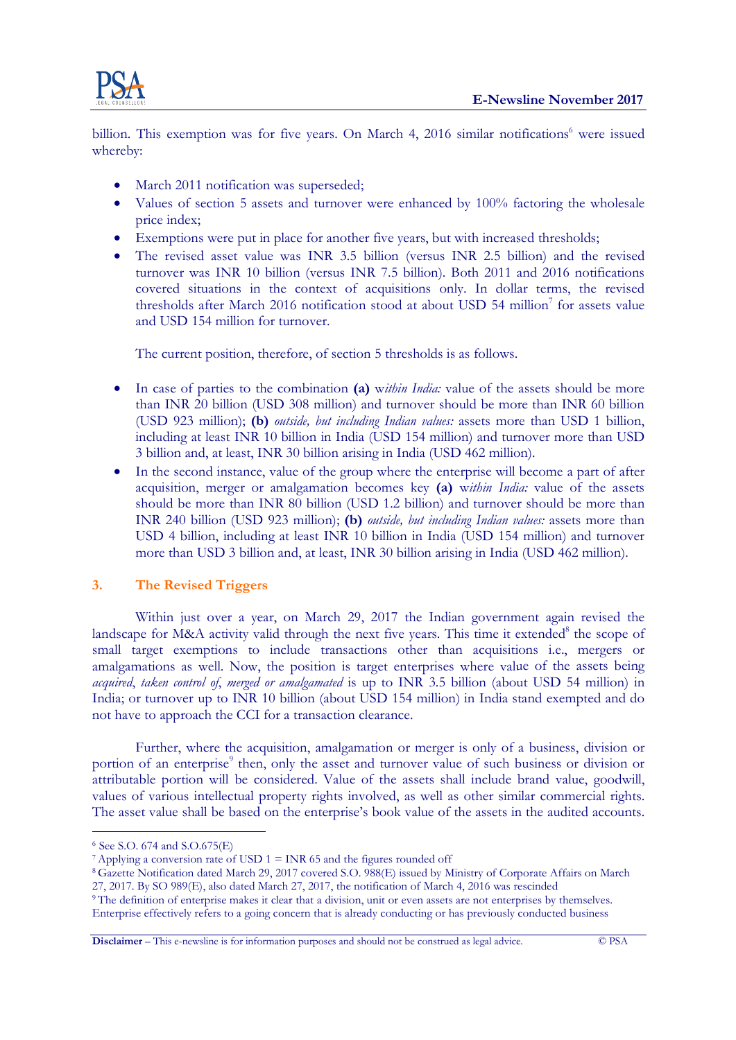billion. This exemption was for five years. On March 4, 2016 similar notifications[6] were issued whereby:

- March 2011 notification was superseded;
- Values of section 5 assets and turnover were enhanced by 100% factoring the wholesale price index;
- Exemptions were put in place for another five years, but with increased thresholds;
- The revised asset value was INR 3.5 billion (versus INR 2.5 billion) and the revised turnover was INR 10 billion (versus INR 7.5 billion). Both 2011 and 2016 notifications covered situations in the context of acquisitions only. In dollar terms, the revised thresholds after March 2016 notification stood at about USD 54 million[7] for assets value and USD 154 million for turnover.

  The current position, therefore, of section 5 thresholds is as follows.

- In case of parties to the combination **(a)** w*ithin India:* value of the assets should be more than INR 20 billion (USD 308 million) and turnover should be more than INR 60 billion (USD 923 million); **(b)** *outside, but including Indian values:* assets more than USD 1 billion, including at least INR 10 billion in India (USD 154 million) and turnover more than USD 3 billion and, at least, INR 30 billion arising in India (USD 462 million).
- In the second instance, value of the group where the enterprise will become a part of after acquisition, merger or amalgamation becomes key **(a)** w*ithin India:* value of the assets should be more than INR 80 billion (USD 1.2 billion) and turnover should be more than INR 240 billion (USD 923 million); **(b)** *outside, but including Indian values:* assets more than USD 4 billion, including at least INR 10 billion in India (USD 154 million) and turnover more than USD 3 billion and, at least, INR 30 billion arising in India (USD 462 million).

## 3. The Revised Triggers

Within just over a year, on March 29, 2017 the Indian government again revised the landscape for M&A activity valid through the next five years. This time it extended[8] the scope of small target exemptions to include transactions other than acquisitions i.e., mergers or amalgamations as well. Now, the position is target enterprises where value of the assets being *acquired*, *taken control of*, *merged or amalgamated* is up to INR 3.5 billion (about USD 54 million) in India; or turnover up to INR 10 billion (about USD 154 million) in India stand exempted and do not have to approach the CCI for a transaction clearance.

Further, where the acquisition, amalgamation or merger is only of a business, division or portion of an enterprise[9] then, only the asset and turnover value of such business or division or attributable portion will be considered. Value of the assets shall include brand value, goodwill, values of various intellectual property rights involved, as well as other similar commercial rights. The asset value shall be based on the enterprise's book value of the assets in the audited accounts.

---

[6] See S.O. 674 and S.O.675(E)

[7] Applying a conversion rate of USD 1 = INR 65 and the figures rounded off

[8] Gazette Notification dated March 29, 2017 covered S.O. 988(E) issued by Ministry of Corporate Affairs on March 27, 2017. By SO 989(E), also dated March 27, 2017, the notification of March 4, 2016 was rescinded

[9] The definition of enterprise makes it clear that a division, unit or even assets are not enterprises by themselves. Enterprise effectively refers to a going concern that is already conducting or has previously conducted business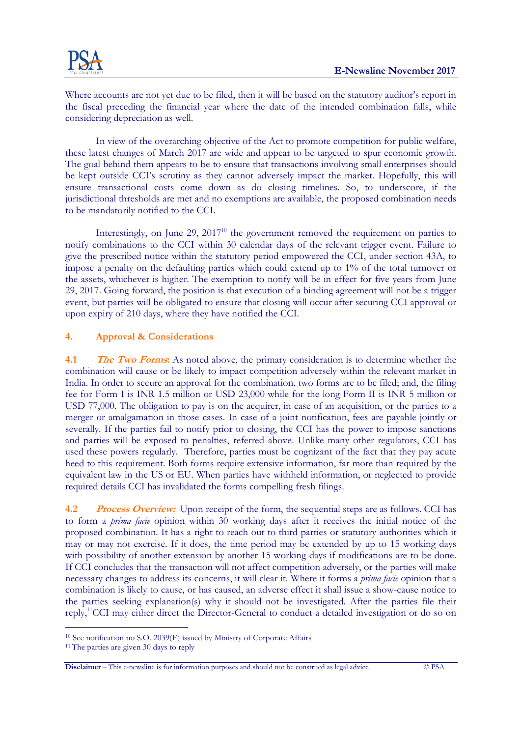Where accounts are not yet due to be filed, then it will be based on the statutory auditor's report in the fiscal preceding the financial year where the date of the intended combination falls, while considering depreciation as well.

In view of the overarching objective of the Act to promote competition for public welfare, these latest changes of March 2017 are wide and appear to be targeted to spur economic growth. The goal behind them appears to be to ensure that transactions involving small enterprises should be kept outside CCI's scrutiny as they cannot adversely impact the market. Hopefully, this will ensure transactional costs come down as do closing timelines. So, to underscore, if the jurisdictional thresholds are met and no exemptions are available, the proposed combination needs to be mandatorily notified to the CCI.

Interestingly, on June 29, 2017[10] the government removed the requirement on parties to notify combinations to the CCI within 30 calendar days of the relevant trigger event. Failure to give the prescribed notice within the statutory period empowered the CCI, under section 43A, to impose a penalty on the defaulting parties which could extend up to 1% of the total turnover or the assets, whichever is higher. The exemption to notify will be in effect for five years from June 29, 2017. Going forward, the position is that execution of a binding agreement will not be a trigger event, but parties will be obligated to ensure that closing will occur after securing CCI approval or upon expiry of 210 days, where they have notified the CCI.

## 4. Approval & Considerations

**4.1** ***The Two Forms***: As noted above, the primary consideration is to determine whether the combination will cause or be likely to impact competition adversely within the relevant market in India. In order to secure an approval for the combination, two forms are to be filed; and, the filing fee for Form I is INR 1.5 million or USD 23,000 while for the long Form II is INR 5 million or USD 77,000. The obligation to pay is on the acquirer, in case of an acquisition, or the parties to a merger or amalgamation in those cases. In case of a joint notification, fees are payable jointly or severally. If the parties fail to notify prior to closing, the CCI has the power to impose sanctions and parties will be exposed to penalties, referred above. Unlike many other regulators, CCI has used these powers regularly. Therefore, parties must be cognizant of the fact that they pay acute heed to this requirement. Both forms require extensive information, far more than required by the equivalent law in the US or EU. When parties have withheld information, or neglected to provide required details CCI has invalidated the forms compelling fresh filings.

**4.2** ***Process Overview:*** Upon receipt of the form, the sequential steps are as follows. CCI has to form a *prima facie* opinion within 30 working days after it receives the initial notice of the proposed combination. It has a right to reach out to third parties or statutory authorities which it may or may not exercise. If it does, the time period may be extended by up to 15 working days with possibility of another extension by another 15 working days if modifications are to be done. If CCI concludes that the transaction will not affect competition adversely, or the parties will make necessary changes to address its concerns, it will clear it. Where it forms a *prima facie* opinion that a combination is likely to cause, or has caused, an adverse effect it shall issue a show-cause notice to the parties seeking explanation(s) why it should not be investigated. After the parties file their reply,[11] CCI may either direct the Director-General to conduct a detailed investigation or do so on

[10] See notification no S.O. 2039(E) issued by Ministry of Corporate Affairs

[11] The parties are given 30 days to reply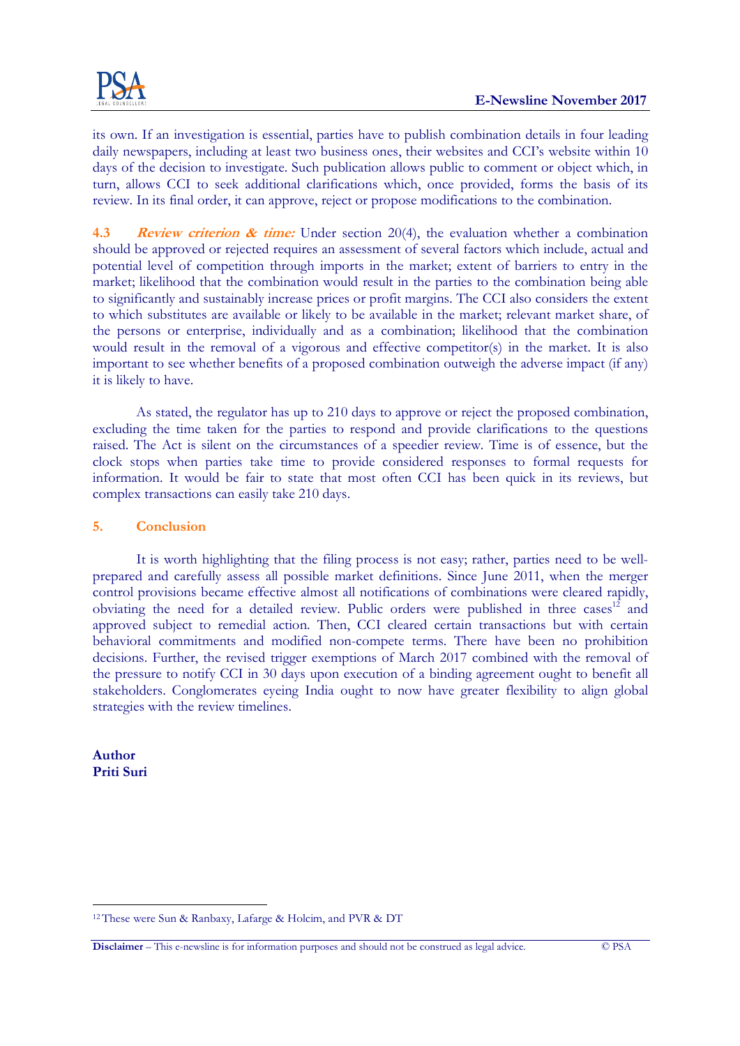its own. If an investigation is essential, parties have to publish combination details in four leading daily newspapers, including at least two business ones, their websites and CCI's website within 10 days of the decision to investigate. Such publication allows public to comment or object which, in turn, allows CCI to seek additional clarifications which, once provided, forms the basis of its review. In its final order, it can approve, reject or propose modifications to the combination.

**4.3** ***Review criterion & time:*** Under section 20(4), the evaluation whether a combination should be approved or rejected requires an assessment of several factors which include, actual and potential level of competition through imports in the market; extent of barriers to entry in the market; likelihood that the combination would result in the parties to the combination being able to significantly and sustainably increase prices or profit margins. The CCI also considers the extent to which substitutes are available or likely to be available in the market; relevant market share, of the persons or enterprise, individually and as a combination; likelihood that the combination would result in the removal of a vigorous and effective competitor(s) in the market. It is also important to see whether benefits of a proposed combination outweigh the adverse impact (if any) it is likely to have.

As stated, the regulator has up to 210 days to approve or reject the proposed combination, excluding the time taken for the parties to respond and provide clarifications to the questions raised. The Act is silent on the circumstances of a speedier review. Time is of essence, but the clock stops when parties take time to provide considered responses to formal requests for information. It would be fair to state that most often CCI has been quick in its reviews, but complex transactions can easily take 210 days.

## 5. Conclusion

It is worth highlighting that the filing process is not easy; rather, parties need to be well-prepared and carefully assess all possible market definitions. Since June 2011, when the merger control provisions became effective almost all notifications of combinations were cleared rapidly, obviating the need for a detailed review. Public orders were published in three cases[12] and approved subject to remedial action. Then, CCI cleared certain transactions but with certain behavioral commitments and modified non-compete terms. There have been no prohibition decisions. Further, the revised trigger exemptions of March 2017 combined with the removal of the pressure to notify CCI in 30 days upon execution of a binding agreement ought to benefit all stakeholders. Conglomerates eyeing India ought to now have greater flexibility to align global strategies with the review timelines.

**Author**
**Priti Suri**

[12] These were Sun & Ranbaxy, Lafarge & Holcim, and PVR & DT

**Disclaimer** – This e-newsline is for information purposes and should not be construed as legal advice. © PSA